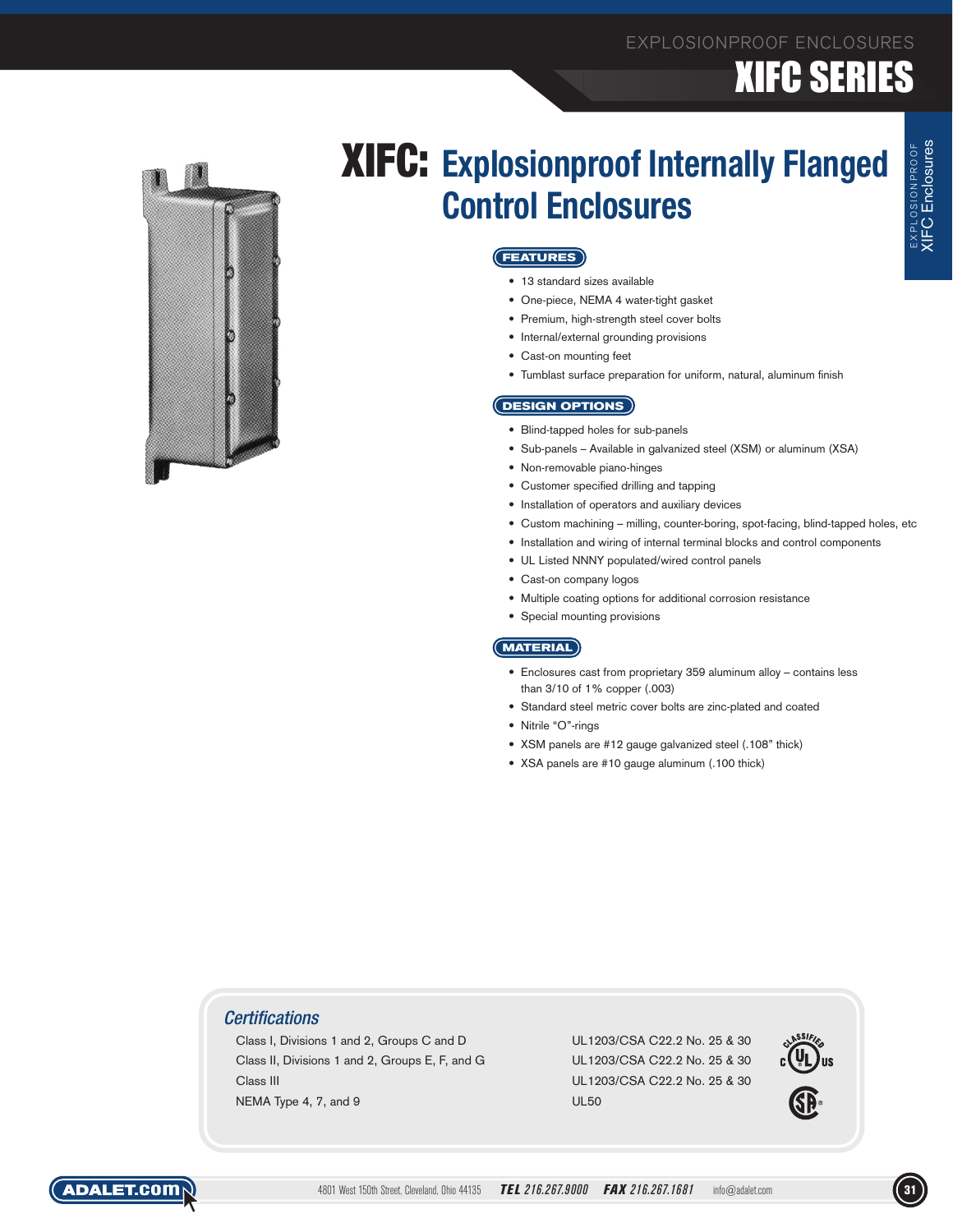# XIFC: Explosionproof Internally Flanged Control Enclosures

## FEATURES

- 13 standard sizes available
- One-piece, NEMA 4 water-tight gasket
- Premium, high-strength steel cover bolts
- Internal/external grounding provisions
- Cast-on mounting feet
- Tumblast surface preparation for uniform, natural, aluminum finish

## DESIGN OPTIONS

- Blind-tapped holes for sub-panels
- Sub-panels – Available in galvanized steel (XSM) or aluminum (XSA)
- Non-removable piano-hinges
- Customer specified drilling and tapping
- Installation of operators and auxiliary devices
- Custom machining – milling, counter-boring, spot-facing, blind-tapped holes, etc
- Installation and wiring of internal terminal blocks and control components
- UL Listed NNNY populated/wired control panels
- Cast-on company logos
- Multiple coating options for additional corrosion resistance
- Special mounting provisions

## MATERIAL

- Enclosures cast from proprietary 359 aluminum alloy – contains less than 3/10 of 1% copper (.003)
- Standard steel metric cover bolts are zinc-plated and coated
- Nitrile "O"-rings
- XSM panels are #12 gauge galvanized steel (.108" thick)
- XSA panels are #10 gauge aluminum (.100 thick)

## *Certifications*

| | |
|---|---|
| Class I, Divisions 1 and 2, Groups C and D | UL1203/CSA C22.2 No. 25 & 30 |
| Class II, Divisions 1 and 2, Groups E, F, and G | UL1203/CSA C22.2 No. 25 & 30 |
| Class III | UL1203/CSA C22.2 No. 25 & 30 |
| NEMA Type 4, 7, and 9 | UL50 |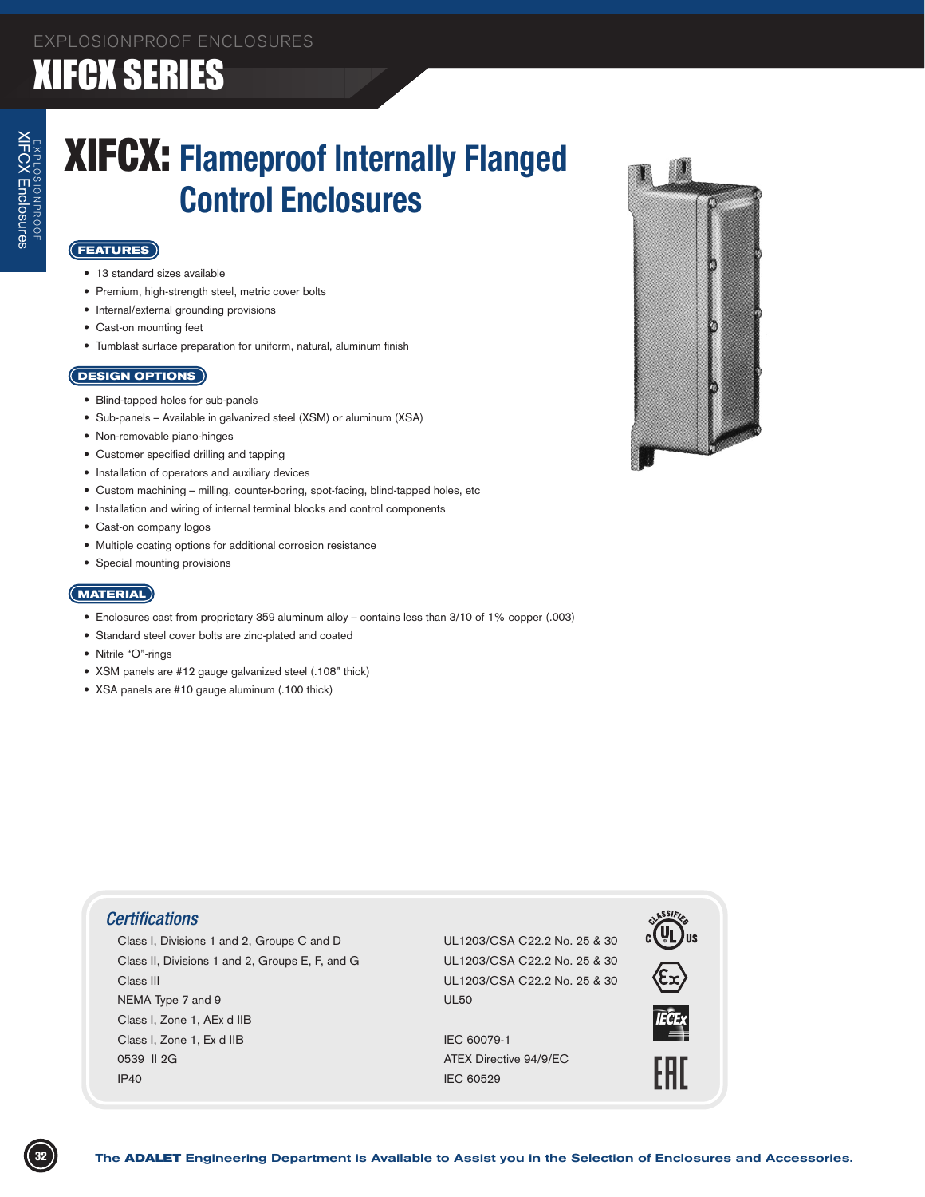EXPLOSIONPROOF ENCLOSURES

# XIFCX SERIES

## XIFCX: Flameproof Internally Flanged Control Enclosures

### FEATURES

- 13 standard sizes available
- Premium, high-strength steel, metric cover bolts
- Internal/external grounding provisions
- Cast-on mounting feet
- Tumblast surface preparation for uniform, natural, aluminum finish

### DESIGN OPTIONS

- Blind-tapped holes for sub-panels
- Sub-panels – Available in galvanized steel (XSM) or aluminum (XSA)
- Non-removable piano-hinges
- Customer specified drilling and tapping
- Installation of operators and auxiliary devices
- Custom machining – milling, counter-boring, spot-facing, blind-tapped holes, etc
- Installation and wiring of internal terminal blocks and control components
- Cast-on company logos
- Multiple coating options for additional corrosion resistance
- Special mounting provisions

### MATERIAL

- Enclosures cast from proprietary 359 aluminum alloy – contains less than 3/10 of 1% copper (.003)
- Standard steel cover bolts are zinc-plated and coated
- Nitrile "O"-rings
- XSM panels are #12 gauge galvanized steel (.108" thick)
- XSA panels are #10 gauge aluminum (.100 thick)

### Certifications

| | |
|---|---|
| Class I, Divisions 1 and 2, Groups C and D | UL1203/CSA C22.2 No. 25 & 30 |
| Class II, Divisions 1 and 2, Groups E, F, and G | UL1203/CSA C22.2 No. 25 & 30 |
| Class III | UL1203/CSA C22.2 No. 25 & 30 |
| NEMA Type 7 and 9 | UL50 |
| Class I, Zone 1, AEx d IIB | |
| Class I, Zone 1, Ex d IIB | IEC 60079-1 |
| 0539 II 2G | ATEX Directive 94/9/EC |
| IP40 | IEC 60529 |

The **ADALET** Engineering Department is Available to Assist you in the Selection of Enclosures and Accessories.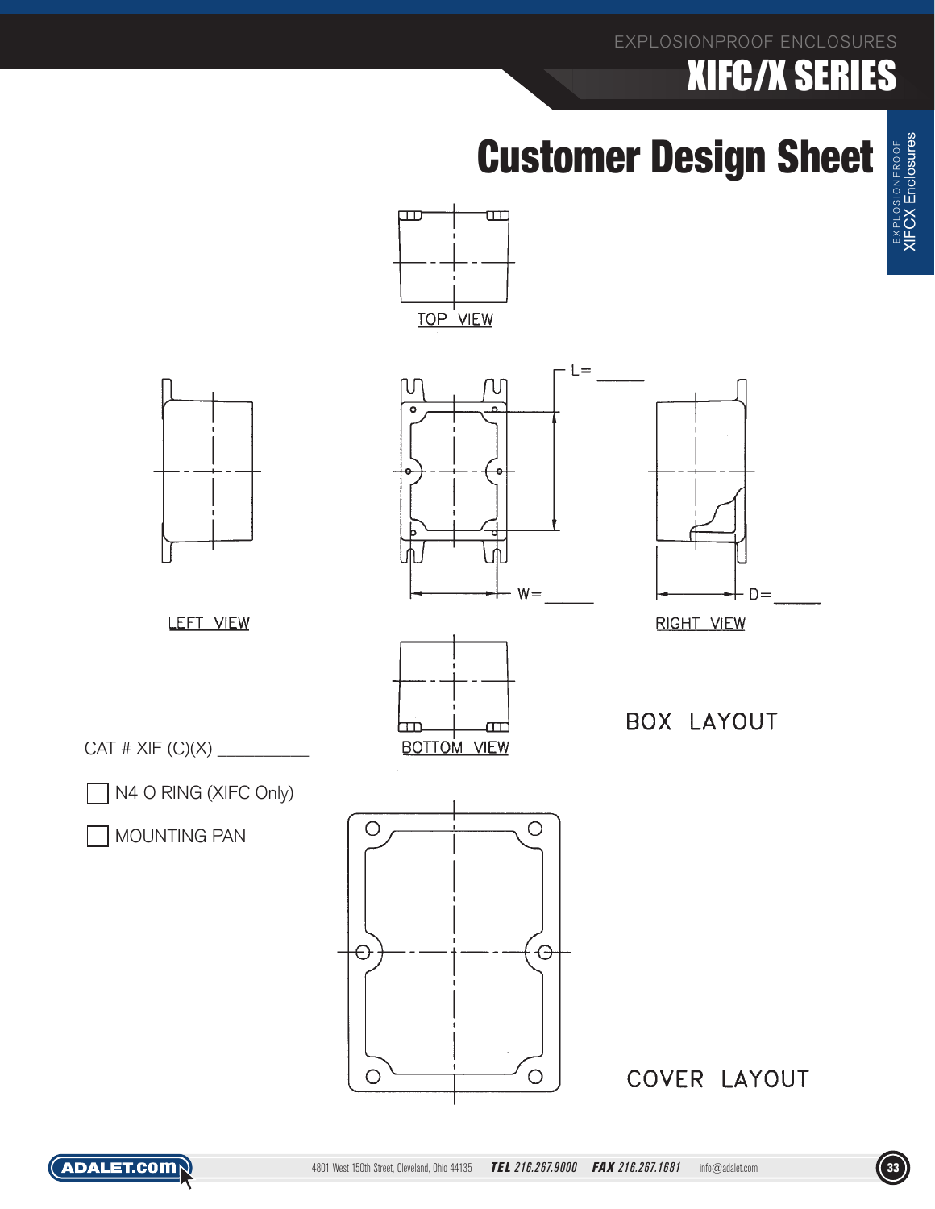# Customer Design Sheet

TOP VIEW

L= ______

W= ______

D= ______

LEFT VIEW

RIGHT VIEW

BOTTOM VIEW

BOX LAYOUT

CAT # XIF (C)(X) __________

☐ N4 O RING (XIFC Only)

☐ MOUNTING PAN

COVER LAYOUT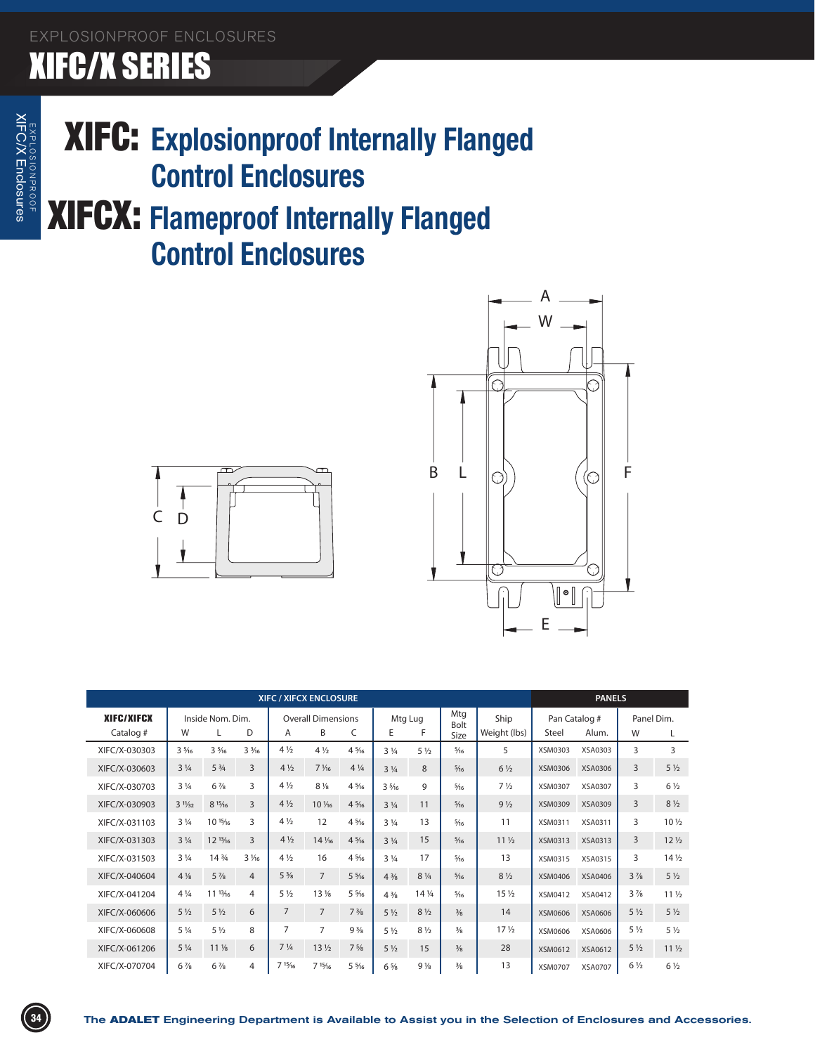EXPLOSIONPROOF ENCLOSURES

# XIFC/X SERIES

## XIFC: Explosionproof Internally Flanged Control Enclosures

## XIFCX: Flameproof Internally Flanged Control Enclosures

A
W
B L F
C D
E

| XIFC / XIFCX ENCLOSURE | | | | | | | | | | | | PANELS | | | |
|---|---|---|---|---|---|---|---|---|---|---|---|---|---|---|---|
| **XIFC/XIFCX** | Inside Nom. Dim. | | | Overall Dimensions | | | Mtg Lug | | Mtg Bolt | Ship | Pan Catalog # | | Panel Dim. | |
| Catalog # | W | L | D | A | B | C | E | F | Size | Weight (lbs) | Steel | Alum. | W | L |
| XIFC/X-030303 | 3 5⁄16 | 3 5⁄16 | 3 3⁄16 | 4 ½ | 4 ½ | 4 5⁄16 | 3 ¼ | 5 ½ | 5⁄16 | 5 | XSM0303 | XSA0303 | 3 | 3 |
| XIFC/X-030603 | 3 ¼ | 5 ¾ | 3 | 4 ½ | 7 1⁄16 | 4 ¼ | 3 ¼ | 8 | 5⁄16 | 6 ½ | XSM0306 | XSA0306 | 3 | 5 ½ |
| XIFC/X-030703 | 3 ¼ | 6 ⅞ | 3 | 4 ½ | 8 ⅛ | 4 5⁄16 | 3 5⁄16 | 9 | 5⁄16 | 7 ½ | XSM0307 | XSA0307 | 3 | 6 ½ |
| XIFC/X-030903 | 3 11⁄32 | 8 15⁄16 | 3 | 4 ½ | 10 1⁄16 | 4 5⁄16 | 3 ¼ | 11 | 5⁄16 | 9 ½ | XSM0309 | XSA0309 | 3 | 8 ½ |
| XIFC/X-031103 | 3 ¼ | 10 15⁄16 | 3 | 4 ½ | 12 | 4 5⁄16 | 3 ¼ | 13 | 5⁄16 | 11 | XSM0311 | XSA0311 | 3 | 10 ½ |
| XIFC/X-031303 | 3 ¼ | 12 13⁄16 | 3 | 4 ½ | 14 1⁄16 | 4 5⁄16 | 3 ¼ | 15 | 5⁄16 | 11 ½ | XSM0313 | XSA0313 | 3 | 12 ½ |
| XIFC/X-031503 | 3 ¼ | 14 ¾ | 3 1⁄16 | 4 ½ | 16 | 4 5⁄16 | 3 ¼ | 17 | 5⁄16 | 13 | XSM0315 | XSA0315 | 3 | 14 ½ |
| XIFC/X-040604 | 4 ⅛ | 5 ⅞ | 4 | 5 ⅜ | 7 | 5 5⁄16 | 4 ⅜ | 8 ¼ | 5⁄16 | 8 ½ | XSM0406 | XSA0406 | 3 ⅞ | 5 ½ |
| XIFC/X-041204 | 4 ¼ | 11 13⁄16 | 4 | 5 ½ | 13 ⅛ | 5 5⁄16 | 4 ⅜ | 14 ¼ | 5⁄16 | 15 ½ | XSM0412 | XSA0412 | 3 ⅞ | 11 ½ |
| XIFC/X-060606 | 5 ½ | 5 ½ | 6 | 7 | 7 | 7 ⅜ | 5 ½ | 8 ½ | ⅜ | 14 | XSM0606 | XSA0606 | 5 ½ | 5 ½ |
| XIFC/X-060608 | 5 ¼ | 5 ½ | 8 | 7 | 7 | 9 ⅜ | 5 ½ | 8 ½ | ⅜ | 17 ½ | XSM0606 | XSA0606 | 5 ½ | 5 ½ |
| XIFC/X-061206 | 5 ¼ | 11 ⅛ | 6 | 7 ¼ | 13 ½ | 7 ⅝ | 5 ½ | 15 | ⅜ | 28 | XSM0612 | XSA0612 | 5 ½ | 11 ½ |
| XIFC/X-070704 | 6 ⅞ | 6 ⅞ | 4 | 7 15⁄16 | 7 15⁄16 | 5 5⁄16 | 6 ⅝ | 9 ⅛ | ⅜ | 13 | XSM0707 | XSA0707 | 6 ½ | 6 ½ |

The **ADALET** Engineering Department is Available to Assist you in the Selection of Enclosures and Accessories.